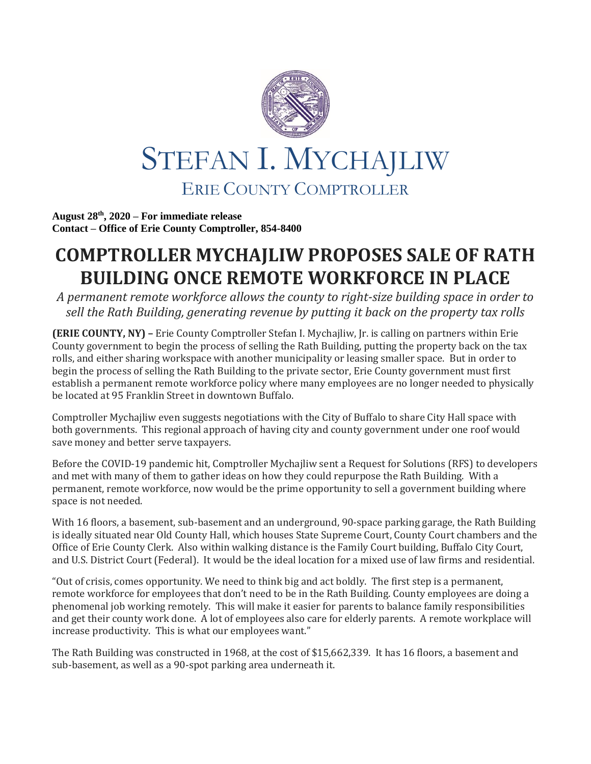# STEFAN I. MYCHAJLIW

## ERIE COUNTY COMPTROLLER

**August 28th, 2020 – For immediate release**
**Contact – Office of Erie County Comptroller, 854-8400**

# COMPTROLLER MYCHAJLIW PROPOSES SALE OF RATH BUILDING ONCE REMOTE WORKFORCE IN PLACE

*A permanent remote workforce allows the county to right-size building space in order to sell the Rath Building, generating revenue by putting it back on the property tax rolls*

**(ERIE COUNTY, NY) –** Erie County Comptroller Stefan I. Mychajliw, Jr. is calling on partners within Erie County government to begin the process of selling the Rath Building, putting the property back on the tax rolls, and either sharing workspace with another municipality or leasing smaller space. But in order to begin the process of selling the Rath Building to the private sector, Erie County government must first establish a permanent remote workforce policy where many employees are no longer needed to physically be located at 95 Franklin Street in downtown Buffalo.

Comptroller Mychajliw even suggests negotiations with the City of Buffalo to share City Hall space with both governments. This regional approach of having city and county government under one roof would save money and better serve taxpayers.

Before the COVID-19 pandemic hit, Comptroller Mychajliw sent a Request for Solutions (RFS) to developers and met with many of them to gather ideas on how they could repurpose the Rath Building. With a permanent, remote workforce, now would be the prime opportunity to sell a government building where space is not needed.

With 16 floors, a basement, sub-basement and an underground, 90-space parking garage, the Rath Building is ideally situated near Old County Hall, which houses State Supreme Court, County Court chambers and the Office of Erie County Clerk. Also within walking distance is the Family Court building, Buffalo City Court, and U.S. District Court (Federal). It would be the ideal location for a mixed use of law firms and residential.

"Out of crisis, comes opportunity. We need to think big and act boldly. The first step is a permanent, remote workforce for employees that don't need to be in the Rath Building. County employees are doing a phenomenal job working remotely. This will make it easier for parents to balance family responsibilities and get their county work done. A lot of employees also care for elderly parents. A remote workplace will increase productivity. This is what our employees want."

The Rath Building was constructed in 1968, at the cost of $15,662,339. It has 16 floors, a basement and sub-basement, as well as a 90-spot parking area underneath it.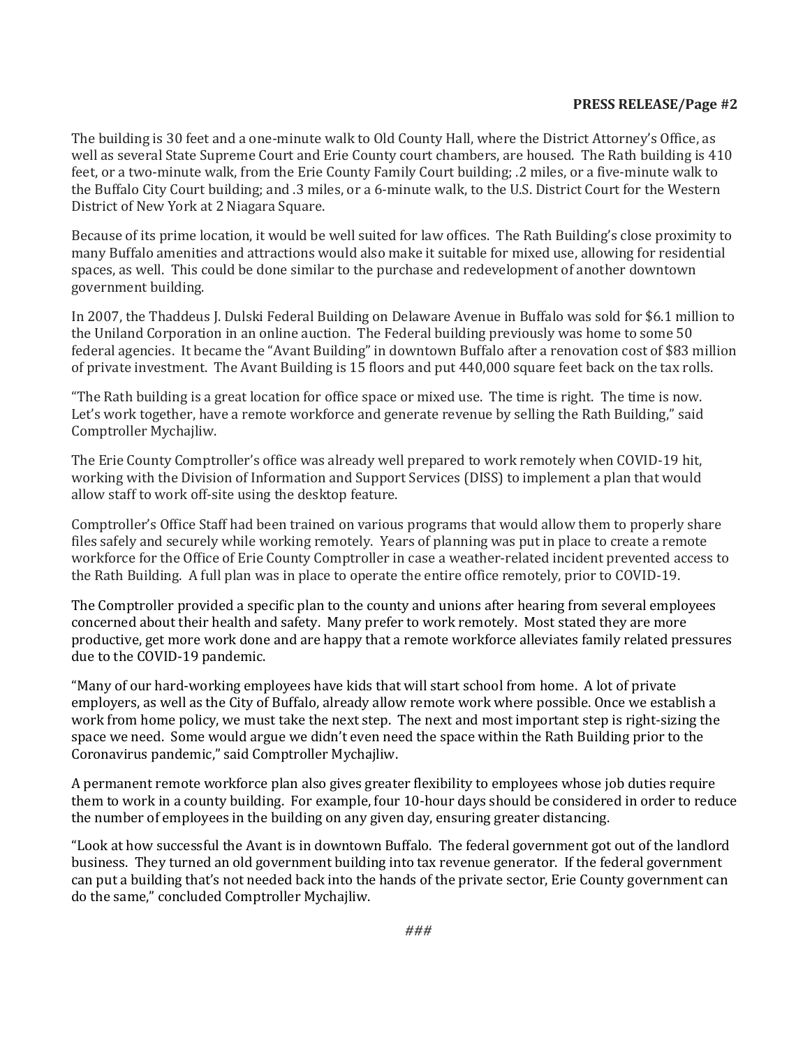The building is 30 feet and a one-minute walk to Old County Hall, where the District Attorney's Office, as well as several State Supreme Court and Erie County court chambers, are housed. The Rath building is 410 feet, or a two-minute walk, from the Erie County Family Court building; .2 miles, or a five-minute walk to the Buffalo City Court building; and .3 miles, or a 6-minute walk, to the U.S. District Court for the Western District of New York at 2 Niagara Square.

Because of its prime location, it would be well suited for law offices. The Rath Building's close proximity to many Buffalo amenities and attractions would also make it suitable for mixed use, allowing for residential spaces, as well. This could be done similar to the purchase and redevelopment of another downtown government building.

In 2007, the Thaddeus J. Dulski Federal Building on Delaware Avenue in Buffalo was sold for $6.1 million to the Uniland Corporation in an online auction. The Federal building previously was home to some 50 federal agencies. It became the "Avant Building" in downtown Buffalo after a renovation cost of $83 million of private investment. The Avant Building is 15 floors and put 440,000 square feet back on the tax rolls.

"The Rath building is a great location for office space or mixed use. The time is right. The time is now. Let's work together, have a remote workforce and generate revenue by selling the Rath Building," said Comptroller Mychajliw.

The Erie County Comptroller's office was already well prepared to work remotely when COVID-19 hit, working with the Division of Information and Support Services (DISS) to implement a plan that would allow staff to work off-site using the desktop feature.

Comptroller's Office Staff had been trained on various programs that would allow them to properly share files safely and securely while working remotely. Years of planning was put in place to create a remote workforce for the Office of Erie County Comptroller in case a weather-related incident prevented access to the Rath Building. A full plan was in place to operate the entire office remotely, prior to COVID-19.

The Comptroller provided a specific plan to the county and unions after hearing from several employees concerned about their health and safety. Many prefer to work remotely. Most stated they are more productive, get more work done and are happy that a remote workforce alleviates family related pressures due to the COVID-19 pandemic.

"Many of our hard-working employees have kids that will start school from home. A lot of private employers, as well as the City of Buffalo, already allow remote work where possible. Once we establish a work from home policy, we must take the next step. The next and most important step is right-sizing the space we need. Some would argue we didn't even need the space within the Rath Building prior to the Coronavirus pandemic," said Comptroller Mychajliw.

A permanent remote workforce plan also gives greater flexibility to employees whose job duties require them to work in a county building. For example, four 10-hour days should be considered in order to reduce the number of employees in the building on any given day, ensuring greater distancing.

"Look at how successful the Avant is in downtown Buffalo. The federal government got out of the landlord business. They turned an old government building into tax revenue generator. If the federal government can put a building that's not needed back into the hands of the private sector, Erie County government can do the same," concluded Comptroller Mychajliw.

###